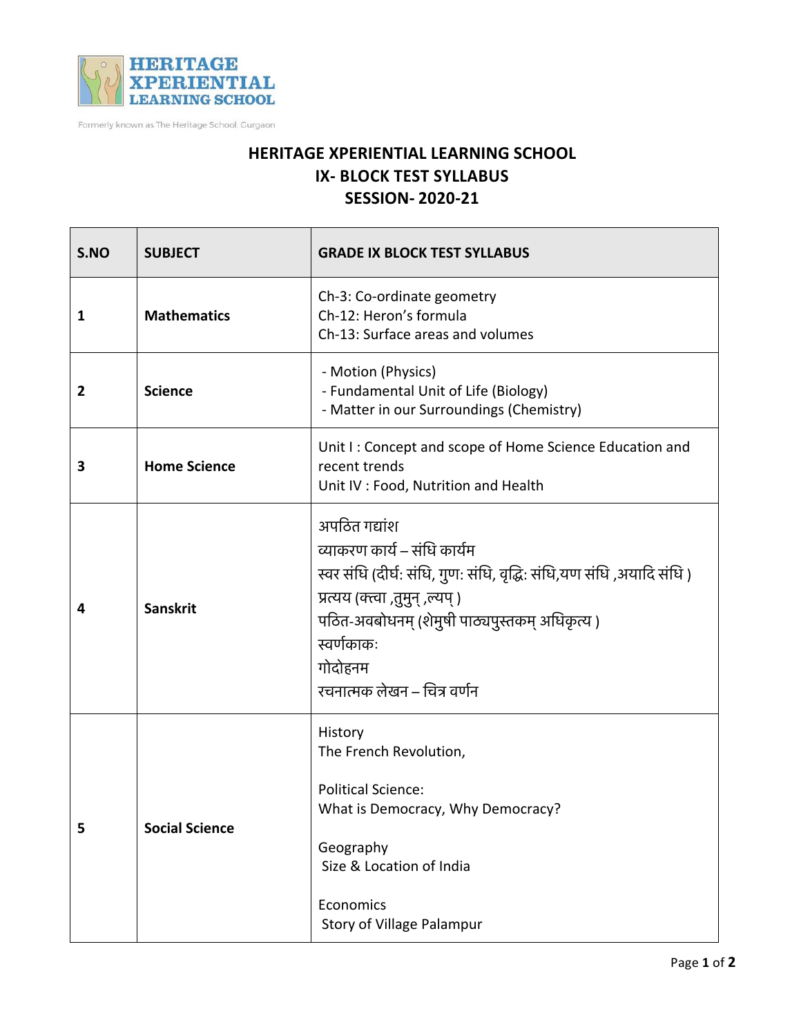**HERITAGE XPERIENTIAL LEARNING SCHOOL**

Formerly known as The Heritage School, Gurgaon

# HERITAGE XPERIENTIAL LEARNING SCHOOL
## IX- BLOCK TEST SYLLABUS
## SESSION- 2020-21

| S.NO | SUBJECT | GRADE IX BLOCK TEST SYLLABUS |
|---|---|---|
| 1 | **Mathematics** | Ch-3: Co-ordinate geometry<br>Ch-12: Heron's formula<br>Ch-13: Surface areas and volumes |
| 2 | **Science** | - Motion (Physics)<br>- Fundamental Unit of Life (Biology)<br>- Matter in our Surroundings (Chemistry) |
| 3 | **Home Science** | Unit I : Concept and scope of Home Science Education and recent trends<br>Unit IV : Food, Nutrition and Health |
| 4 | **Sanskrit** | अपठित गद्यांश<br>व्याकरण कार्य – संधि कार्यम<br>स्वर संधि (दीर्घ: संधि, गुण: संधि, वृद्धि: संधि,यण संधि ,अयादि संधि )<br>प्रत्यय (क्त्वा ,तुमुन् ,ल्यप् )<br>पठित-अवबोधनम् (शेमुषी पाठ्यपुस्तकम् अधिकृत्य )<br>स्वर्णकाक:<br>गोदोहनम<br>रचनात्मक लेखन – चित्र वर्णन |
| 5 | **Social Science** | History<br>The French Revolution,<br><br>Political Science:<br>What is Democracy, Why Democracy?<br><br>Geography<br>Size & Location of India<br><br>Economics<br>Story of Village Palampur |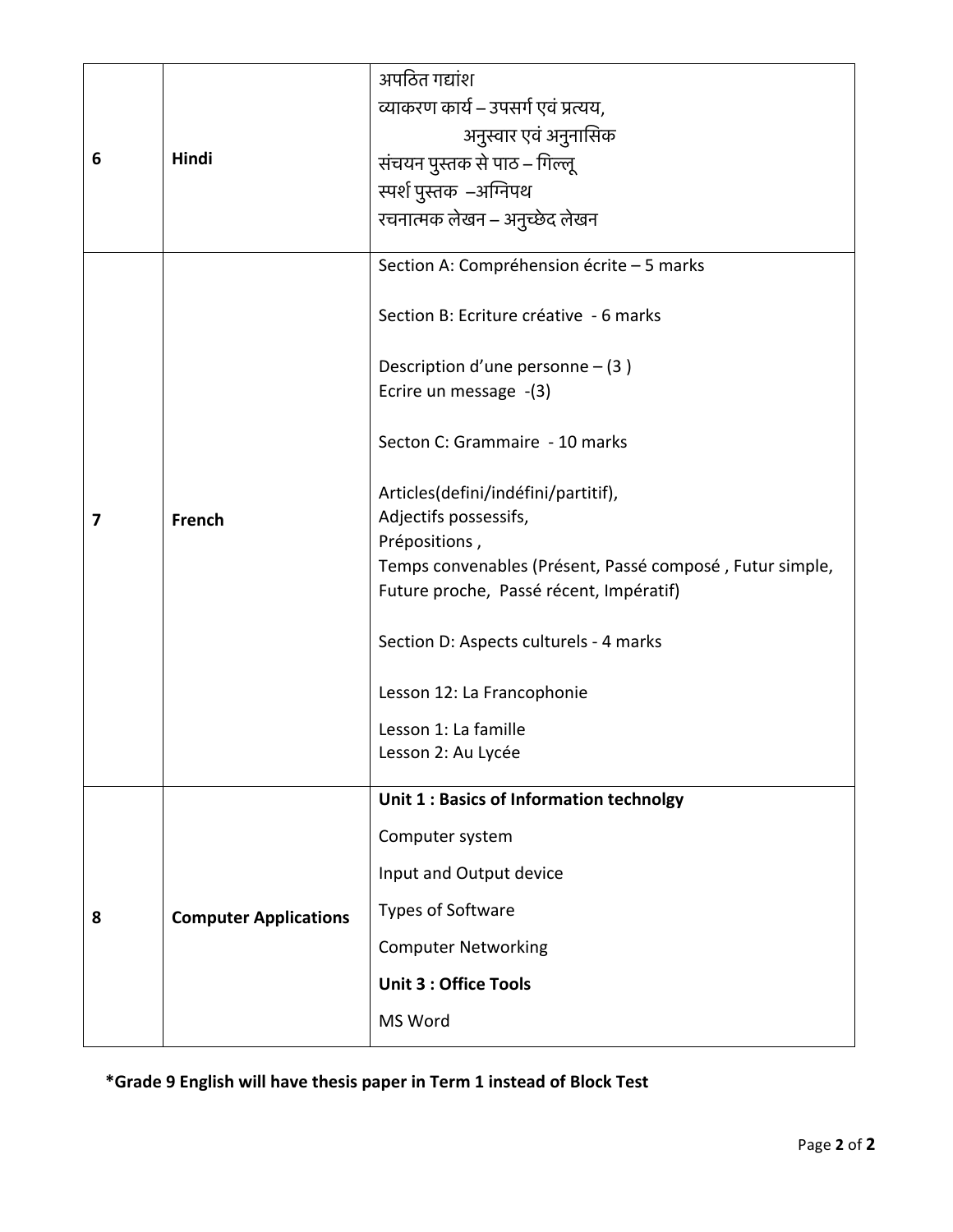| | | |
|---|---|---|
| 6 | **Hindi** | अपठित गद्यांश<br>व्याकरण कार्य – उपसर्ग एवं प्रत्यय,<br>अनुस्वार एवं अनुनासिक<br>संचयन पुस्तक से पाठ – गिल्लू<br>स्पर्श पुस्तक –अग्निपथ<br>रचनात्मक लेखन – अनुच्छेद लेखन |
| 7 | **French** | Section A: Compréhension écrite – 5 marks<br><br>Section B: Ecriture créative - 6 marks<br><br>Description d'une personne – (3 )<br>Ecrire un message -(3)<br><br>Secton C: Grammaire - 10 marks<br><br>Articles(defini/indéfini/partitif),<br>Adjectifs possessifs,<br>Prépositions ,<br>Temps convenables (Présent, Passé composé , Futur simple, Future proche, Passé récent, Impératif)<br><br>Section D: Aspects culturels - 4 marks<br><br>Lesson 12: La Francophonie<br><br>Lesson 1: La famille<br>Lesson 2: Au Lycée |
| 8 | **Computer Applications** | **Unit 1 : Basics of Information technolgy**<br>Computer system<br>Input and Output device<br>Types of Software<br>Computer Networking<br>**Unit 3 : Office Tools**<br>MS Word |

***Grade 9 English will have thesis paper in Term 1 instead of Block Test**